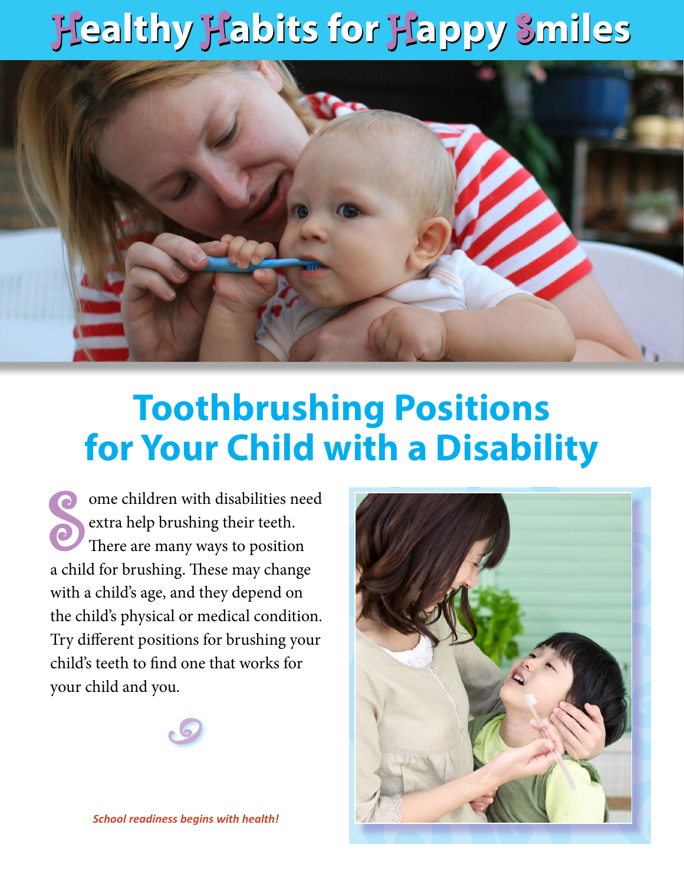# Healthy Habits for Happy Smiles

## Toothbrushing Positions for Your Child with a Disability

Some children with disabilities need extra help brushing their teeth. There are many ways to position a child for brushing. These may change with a child's age, and they depend on the child's physical or medical condition. Try different positions for brushing your child's teeth to find one that works for your child and you.

***School readiness begins with health!***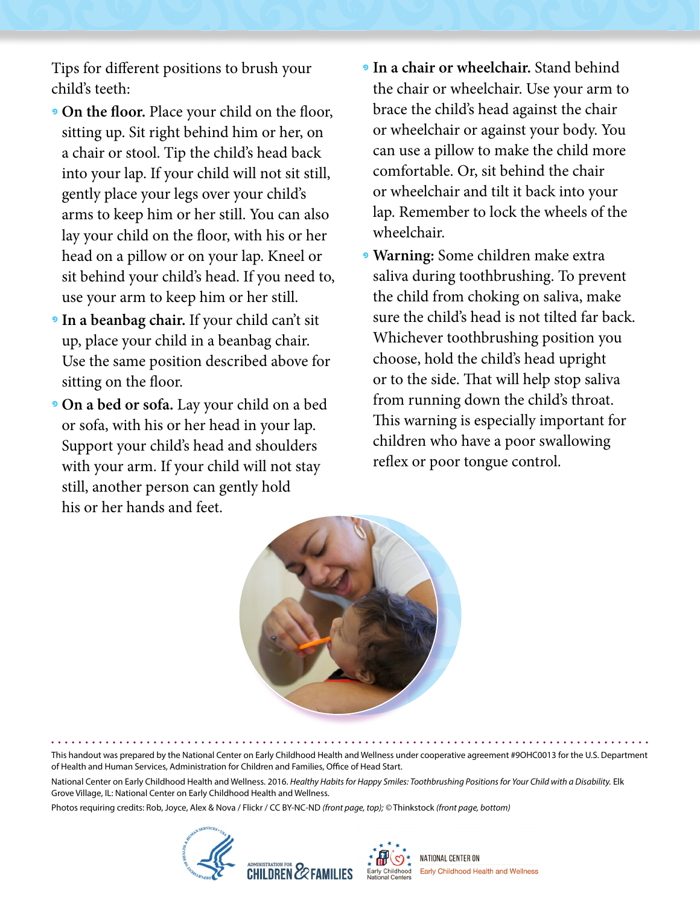Tips for different positions to brush your child's teeth:

- **On the floor.** Place your child on the floor, sitting up. Sit right behind him or her, on a chair or stool. Tip the child's head back into your lap. If your child will not sit still, gently place your legs over your child's arms to keep him or her still. You can also lay your child on the floor, with his or her head on a pillow or on your lap. Kneel or sit behind your child's head. If you need to, use your arm to keep him or her still.
- **In a beanbag chair.** If your child can't sit up, place your child in a beanbag chair. Use the same position described above for sitting on the floor.
- **On a bed or sofa.** Lay your child on a bed or sofa, with his or her head in your lap. Support your child's head and shoulders with your arm. If your child will not stay still, another person can gently hold his or her hands and feet.
- **In a chair or wheelchair.** Stand behind the chair or wheelchair. Use your arm to brace the child's head against the chair or wheelchair or against your body. You can use a pillow to make the child more comfortable. Or, sit behind the chair or wheelchair and tilt it back into your lap. Remember to lock the wheels of the wheelchair.
- **Warning:** Some children make extra saliva during toothbrushing. To prevent the child from choking on saliva, make sure the child's head is not tilted far back. Whichever toothbrushing position you choose, hold the child's head upright or to the side. That will help stop saliva from running down the child's throat. This warning is especially important for children who have a poor swallowing reflex or poor tongue control.

This handout was prepared by the National Center on Early Childhood Health and Wellness under cooperative agreement #90HC0013 for the U.S. Department of Health and Human Services, Administration for Children and Families, Office of Head Start.

National Center on Early Childhood Health and Wellness. 2016. *Healthy Habits for Happy Smiles: Toothbrushing Positions for Your Child with a Disability.* Elk Grove Village, IL: National Center on Early Childhood Health and Wellness.

Photos requiring credits: Rob, Joyce, Alex & Nova / Flickr / CC BY-NC-ND *(front page, top)*; © Thinkstock *(front page, bottom)*

ADMINISTRATION FOR CHILDREN & FAMILIES

Early Childhood National Centers

NATIONAL CENTER ON Early Childhood Health and Wellness